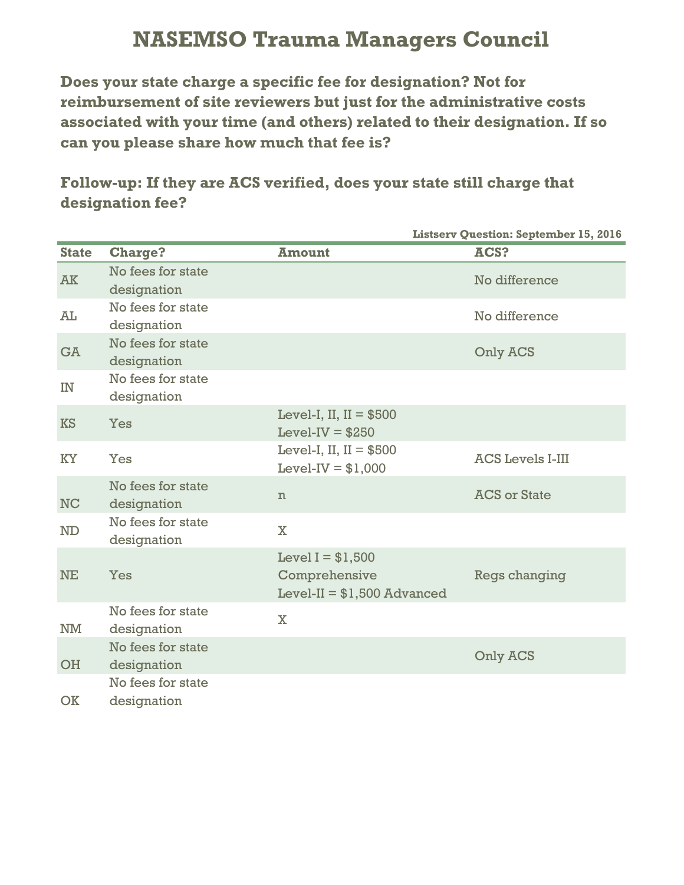# NASEMSO Trauma Managers Council

**Does your state charge a specific fee for designation? Not for reimbursement of site reviewers but just for the administrative costs associated with your time (and others) related to their designation. If so can you please share how much that fee is?**

**Follow-up: If they are ACS verified, does your state still charge that designation fee?**

**Listserv Question: September 15, 2016**

| State | Charge? | Amount | ACS? |
|---|---|---|---|
| AK | No fees for state designation | | No difference |
| AL | No fees for state designation | | No difference |
| GA | No fees for state designation | | Only ACS |
| IN | No fees for state designation | | |
| KS | Yes | Level-I, II, II = $500<br>Level-IV = $250 | |
| KY | Yes | Level-I, II, II = $500<br>Level-IV = $1,000 | ACS Levels I-III |
| NC | No fees for state designation | n | ACS or State |
| ND | No fees for state designation | X | |
| NE | Yes | Level I = $1,500 Comprehensive<br>Level-II = $1,500 Advanced | Regs changing |
| NM | No fees for state designation | X | |
| OH | No fees for state designation | | Only ACS |
| OK | No fees for state designation | | |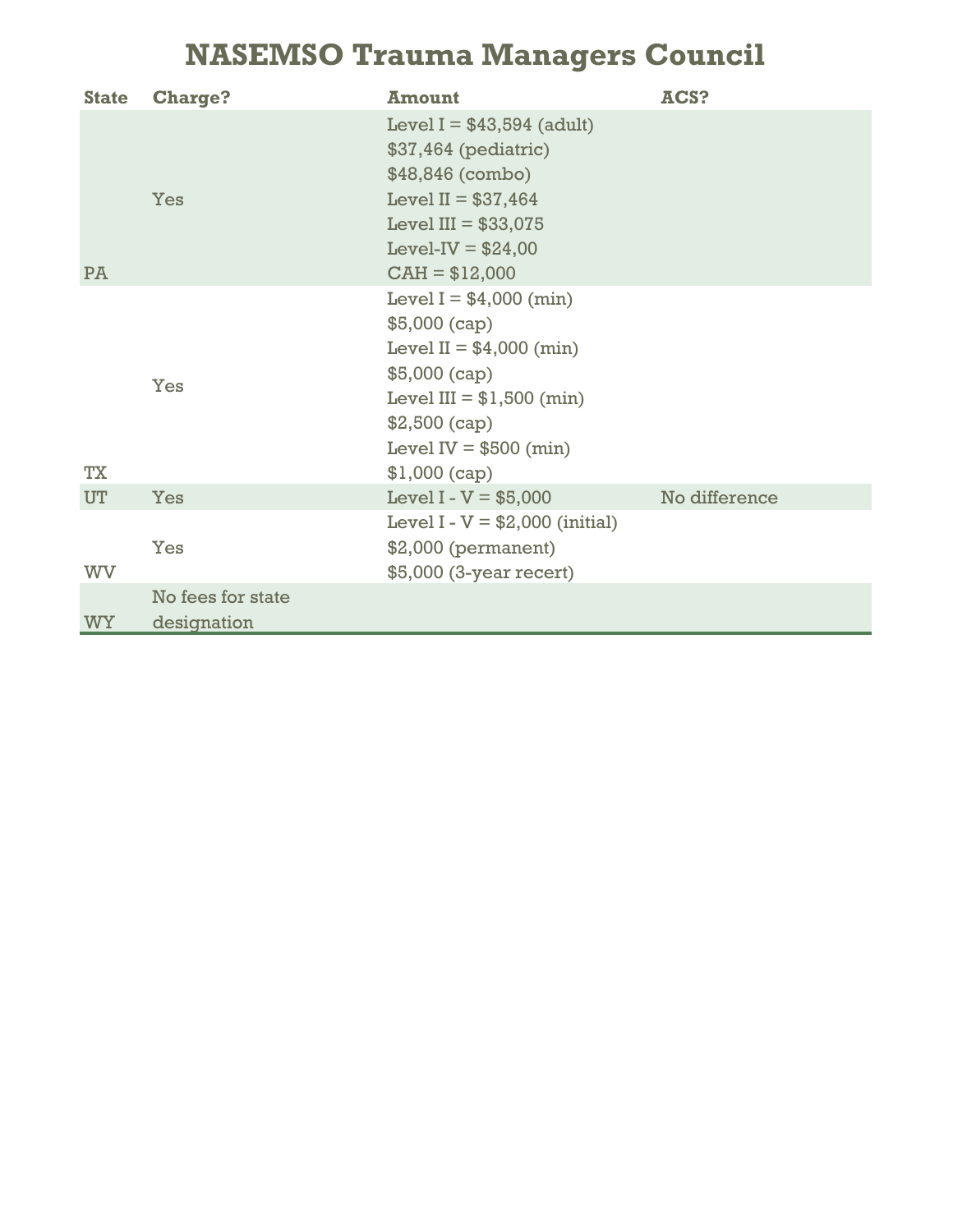# NASEMSO Trauma Managers Council

| State | Charge? | Amount | ACS? |
|---|---|---|---|
| PA | Yes | Level I = $43,594 (adult)<br>$37,464 (pediatric)<br>$48,846 (combo)<br>Level II = $37,464<br>Level III = $33,075<br>Level-IV = $24,00<br>CAH = $12,000 | |
| TX | Yes | Level I = $4,000 (min)<br>$5,000 (cap)<br>Level II = $4,000 (min)<br>$5,000 (cap)<br>Level III = $1,500 (min)<br>$2,500 (cap)<br>Level IV = $500 (min)<br>$1,000 (cap) | |
| UT | Yes | Level I - V = $5,000 | No difference |
| WV | Yes | Level I - V = $2,000 (initial)<br>$2,000 (permanent)<br>$5,000 (3-year recert) | |
| WY | No fees for state designation | | |